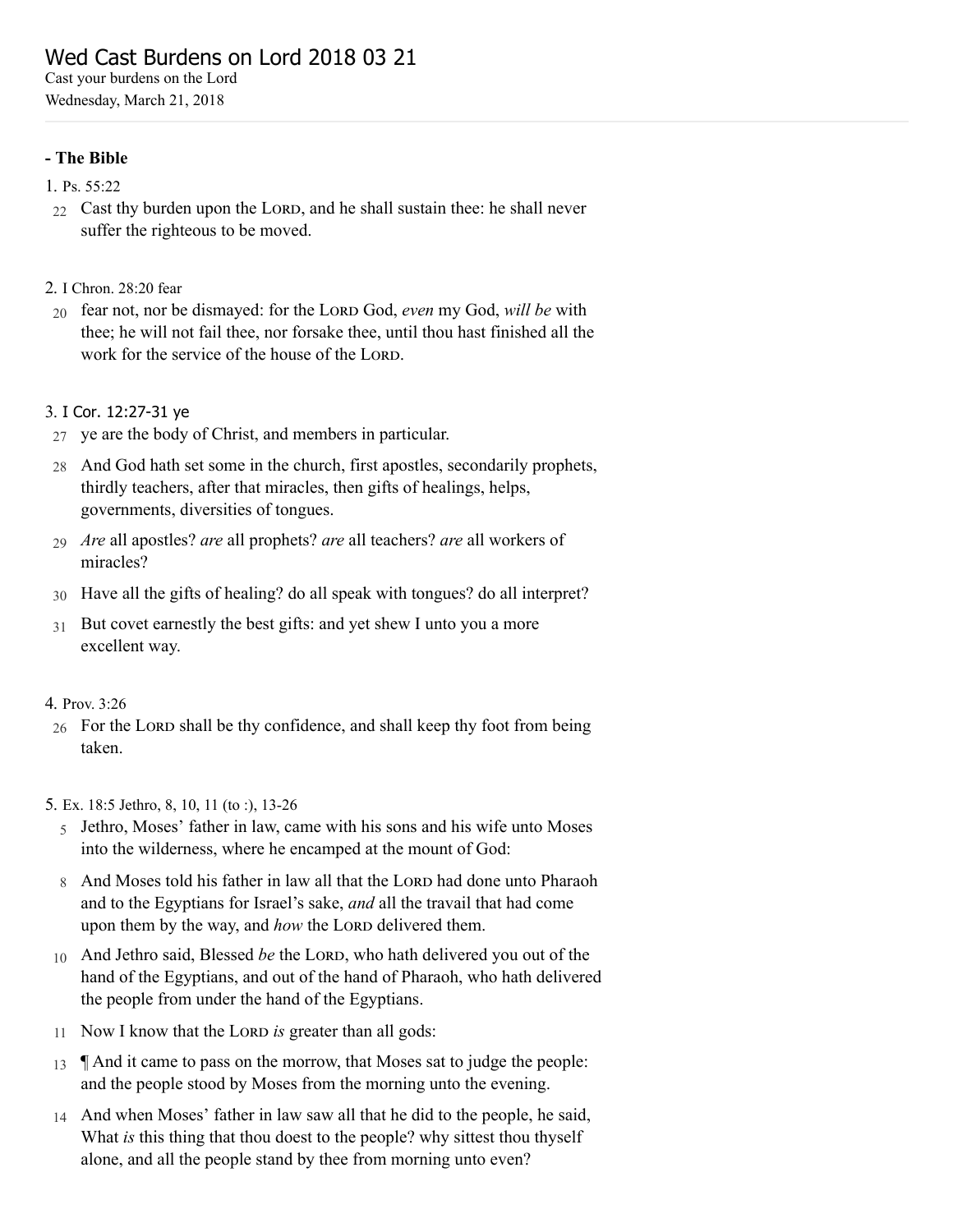# Wed Cast Burdens on Lord 2018 03 21

Cast your burdens on the Lord

Wednesday, March 21, 2018

---

**- The Bible**

1. Ps. 55:22

22 Cast thy burden upon the LORD, and he shall sustain thee: he shall never suffer the righteous to be moved.

2. I Chron. 28:20 fear

20 fear not, nor be dismayed: for the LORD God, *even* my God, *will be* with thee; he will not fail thee, nor forsake thee, until thou hast finished all the work for the service of the house of the LORD.

3. I Cor. 12:27-31 ye

27 ye are the body of Christ, and members in particular.

28 And God hath set some in the church, first apostles, secondarily prophets, thirdly teachers, after that miracles, then gifts of healings, helps, governments, diversities of tongues.

29 *Are* all apostles? *are* all prophets? *are* all teachers? *are* all workers of miracles?

30 Have all the gifts of healing? do all speak with tongues? do all interpret?

31 But covet earnestly the best gifts: and yet shew I unto you a more excellent way.

4. Prov. 3:26

26 For the LORD shall be thy confidence, and shall keep thy foot from being taken.

5. Ex. 18:5 Jethro, 8, 10, 11 (to :), 13-26

5 Jethro, Moses' father in law, came with his sons and his wife unto Moses into the wilderness, where he encamped at the mount of God:

8 And Moses told his father in law all that the LORD had done unto Pharaoh and to the Egyptians for Israel's sake, *and* all the travail that had come upon them by the way, and *how* the LORD delivered them.

10 And Jethro said, Blessed *be* the LORD, who hath delivered you out of the hand of the Egyptians, and out of the hand of Pharaoh, who hath delivered the people from under the hand of the Egyptians.

11 Now I know that the LORD *is* greater than all gods:

13 ¶ And it came to pass on the morrow, that Moses sat to judge the people: and the people stood by Moses from the morning unto the evening.

14 And when Moses' father in law saw all that he did to the people, he said, What *is* this thing that thou doest to the people? why sittest thou thyself alone, and all the people stand by thee from morning unto even?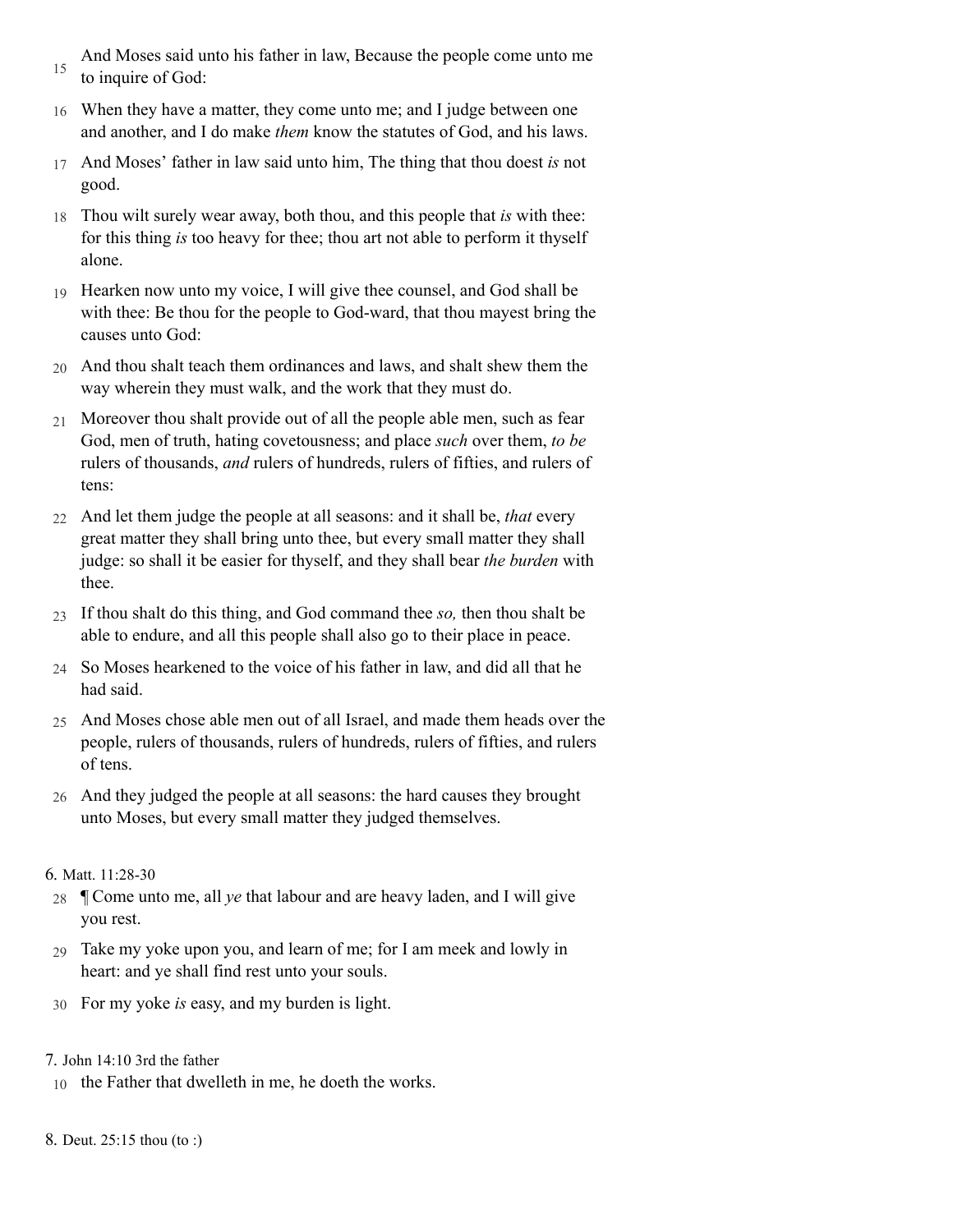15 And Moses said unto his father in law, Because the people come unto me to inquire of God:

16 When they have a matter, they come unto me; and I judge between one and another, and I do make *them* know the statutes of God, and his laws.

17 And Moses' father in law said unto him, The thing that thou doest *is* not good.

18 Thou wilt surely wear away, both thou, and this people that *is* with thee: for this thing *is* too heavy for thee; thou art not able to perform it thyself alone.

19 Hearken now unto my voice, I will give thee counsel, and God shall be with thee: Be thou for the people to God-ward, that thou mayest bring the causes unto God:

20 And thou shalt teach them ordinances and laws, and shalt shew them the way wherein they must walk, and the work that they must do.

21 Moreover thou shalt provide out of all the people able men, such as fear God, men of truth, hating covetousness; and place *such* over them, *to be* rulers of thousands, *and* rulers of hundreds, rulers of fifties, and rulers of tens:

22 And let them judge the people at all seasons: and it shall be, *that* every great matter they shall bring unto thee, but every small matter they shall judge: so shall it be easier for thyself, and they shall bear *the burden* with thee.

23 If thou shalt do this thing, and God command thee *so,* then thou shalt be able to endure, and all this people shall also go to their place in peace.

24 So Moses hearkened to the voice of his father in law, and did all that he had said.

25 And Moses chose able men out of all Israel, and made them heads over the people, rulers of thousands, rulers of hundreds, rulers of fifties, and rulers of tens.

26 And they judged the people at all seasons: the hard causes they brought unto Moses, but every small matter they judged themselves.

6. Matt. 11:28-30

28 ¶ Come unto me, all *ye* that labour and are heavy laden, and I will give you rest.

29 Take my yoke upon you, and learn of me; for I am meek and lowly in heart: and ye shall find rest unto your souls.

30 For my yoke *is* easy, and my burden is light.

7. John 14:10 3rd the father

10 the Father that dwelleth in me, he doeth the works.

8. Deut. 25:15 thou (to :)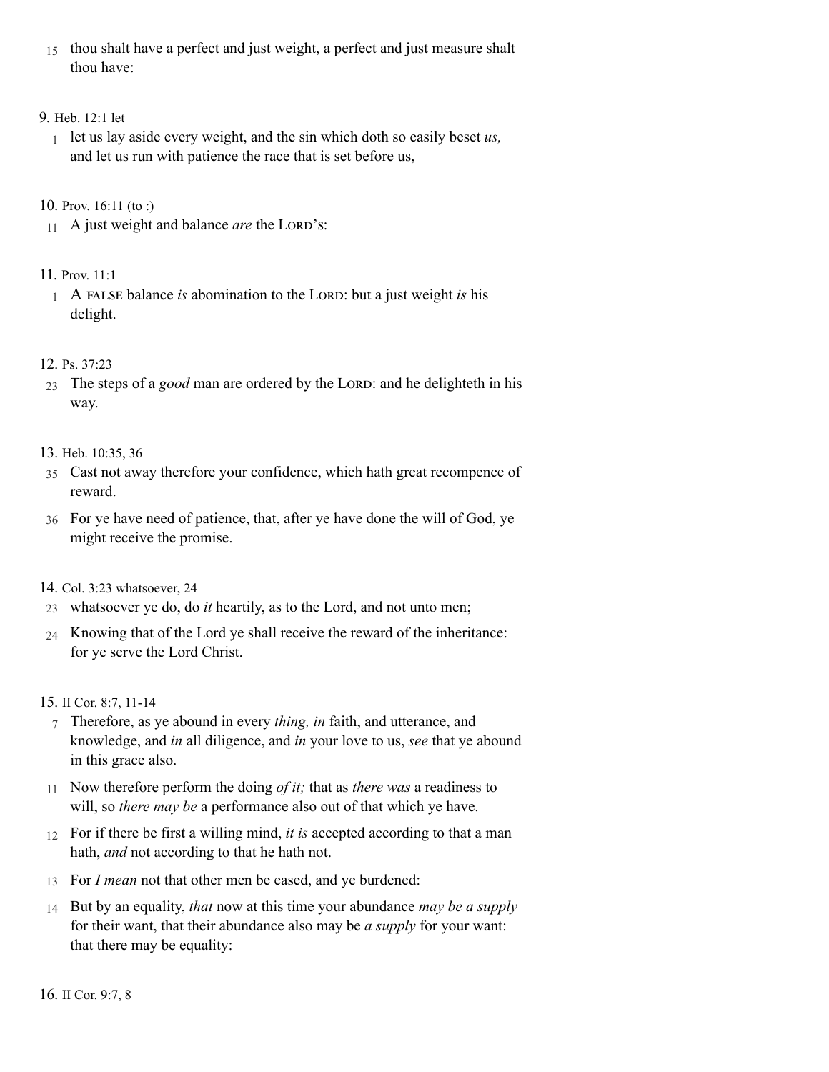15 thou shalt have a perfect and just weight, a perfect and just measure shalt thou have:

9. Heb. 12:1 let

1 let us lay aside every weight, and the sin which doth so easily beset *us,* and let us run with patience the race that is set before us,

10. Prov. 16:11 (to :)

11 A just weight and balance *are* the LORD's:

11. Prov. 11:1

1 A FALSE balance *is* abomination to the LORD: but a just weight *is* his delight.

12. Ps. 37:23

23 The steps of a *good* man are ordered by the LORD: and he delighteth in his way.

13. Heb. 10:35, 36

35 Cast not away therefore your confidence, which hath great recompence of reward.

36 For ye have need of patience, that, after ye have done the will of God, ye might receive the promise.

14. Col. 3:23 whatsoever, 24

23 whatsoever ye do, do *it* heartily, as to the Lord, and not unto men;

24 Knowing that of the Lord ye shall receive the reward of the inheritance: for ye serve the Lord Christ.

15. II Cor. 8:7, 11-14

7 Therefore, as ye abound in every *thing, in* faith, and utterance, and knowledge, and *in* all diligence, and *in* your love to us, *see* that ye abound in this grace also.

11 Now therefore perform the doing *of it;* that as *there was* a readiness to will, so *there may be* a performance also out of that which ye have.

12 For if there be first a willing mind, *it is* accepted according to that a man hath, *and* not according to that he hath not.

13 For *I mean* not that other men be eased, and ye burdened:

14 But by an equality, *that* now at this time your abundance *may be a supply* for their want, that their abundance also may be *a supply* for your want: that there may be equality:

16. II Cor. 9:7, 8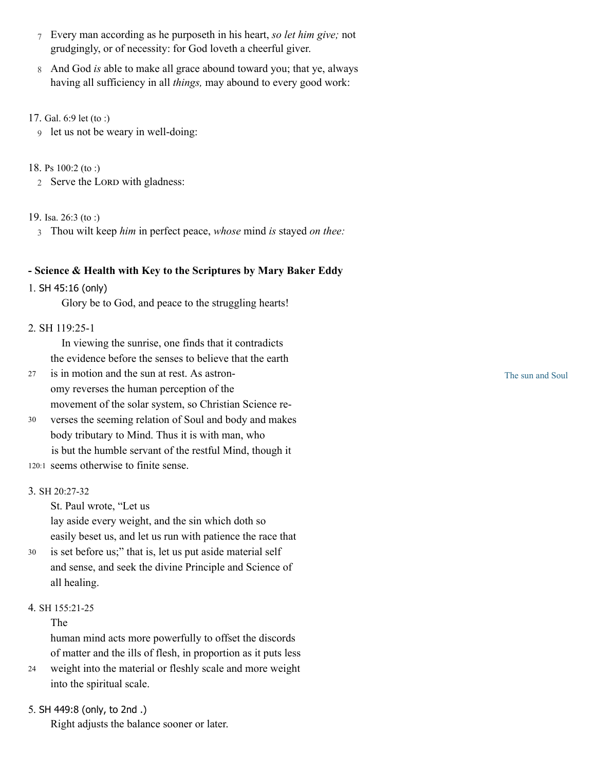7 Every man according as he purposeth in his heart, *so let him give;* not grudgingly, or of necessity: for God loveth a cheerful giver.

8 And God *is* able to make all grace abound toward you; that ye, always having all sufficiency in all *things,* may abound to every good work:

17. Gal. 6:9 let (to :)

9 let us not be weary in well-doing:

18. Ps 100:2 (to :)

2 Serve the LORD with gladness:

19. Isa. 26:3 (to :)

3 Thou wilt keep *him* in perfect peace, *whose* mind *is* stayed *on thee:*

**- Science & Health with Key to the Scriptures by Mary Baker Eddy**

1. SH 45:16 (only)

Glory be to God, and peace to the struggling hearts!

2. SH 119:25-1

The sun and Soul

In viewing the sunrise, one finds that it contradicts the evidence before the senses to believe that the earth 27 is in motion and the sun at rest. As astronomy reverses the human perception of the movement of the solar system, so Christian Science re- 30 verses the seeming relation of Soul and body and makes body tributary to Mind. Thus it is with man, who is but the humble servant of the restful Mind, though it 120:1 seems otherwise to finite sense.

3. SH 20:27-32

St. Paul wrote, "Let us lay aside every weight, and the sin which doth so easily beset us, and let us run with patience the race that 30 is set before us;" that is, let us put aside material self and sense, and seek the divine Principle and Science of all healing.

4. SH 155:21-25

The human mind acts more powerfully to offset the discords of matter and the ills of flesh, in proportion as it puts less 24 weight into the material or fleshly scale and more weight into the spiritual scale.

5. SH 449:8 (only, to 2nd .)

Right adjusts the balance sooner or later.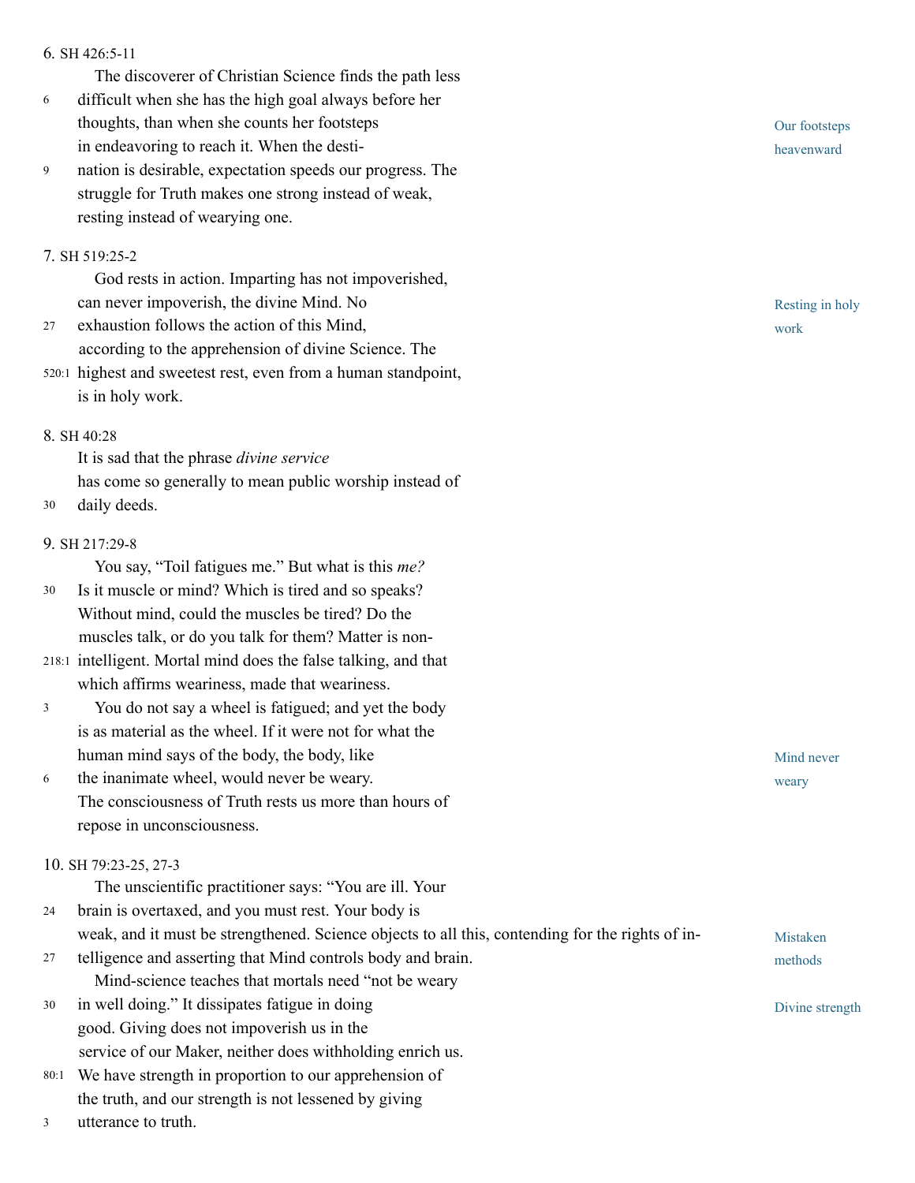6. SH 426:5-11

The discoverer of Christian Science finds the path less difficult when she has the high goal always before her thoughts, than when she counts her footsteps in endeavoring to reach it. When the destination is desirable, expectation speeds our progress. The struggle for Truth makes one strong instead of weak, resting instead of wearying one.

Our footsteps heavenward

7. SH 519:25-2

God rests in action. Imparting has not impoverished, can never impoverish, the divine Mind. No exhaustion follows the action of this Mind, according to the apprehension of divine Science. The highest and sweetest rest, even from a human standpoint, is in holy work.

Resting in holy work

8. SH 40:28

It is sad that the phrase *divine service* has come so generally to mean public worship instead of daily deeds.

9. SH 217:29-8

You say, "Toil fatigues me." But what is this *me?* Is it muscle or mind? Which is tired and so speaks? Without mind, could the muscles be tired? Do the muscles talk, or do you talk for them? Matter is nonintelligent. Mortal mind does the false talking, and that which affirms weariness, made that weariness.

You do not say a wheel is fatigued; and yet the body is as material as the wheel. If it were not for what the human mind says of the body, the body, like the inanimate wheel, would never be weary. The consciousness of Truth rests us more than hours of repose in unconsciousness.

Mind never weary

10. SH 79:23-25, 27-3

The unscientific practitioner says: "You are ill. Your brain is overtaxed, and you must rest. Your body is weak, and it must be strengthened. Science objects to all this, contending for the rights of intelligence and asserting that Mind controls body and brain.

Mistaken methods

Mind-science teaches that mortals need "not be weary in well doing." It dissipates fatigue in doing good. Giving does not impoverish us in the service of our Maker, neither does withholding enrich us. We have strength in proportion to our apprehension of the truth, and our strength is not lessened by giving utterance to truth.

Divine strength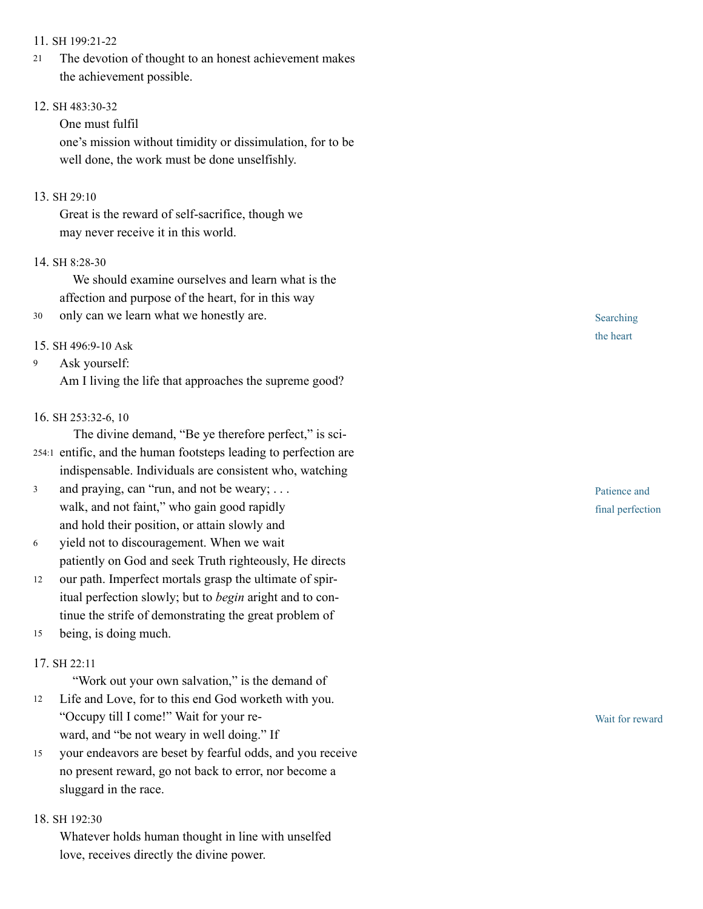11. SH 199:21-22

21 The devotion of thought to an honest achievement makes the achievement possible.

12. SH 483:30-32

One must fulfil one's mission without timidity or dissimulation, for to be well done, the work must be done unselfishly.

13. SH 29:10

Great is the reward of self-sacrifice, though we may never receive it in this world.

14. SH 8:28-30

We should examine ourselves and learn what is the affection and purpose of the heart, for in this way

30 only can we learn what we honestly are.

*Searching the heart*

15. SH 496:9-10 Ask

9 Ask yourself:
Am I living the life that approaches the supreme good?

16. SH 253:32-6, 10

The divine demand, "Be ye therefore perfect," is sci-

254:1 entific, and the human footsteps leading to perfection are indispensable. Individuals are consistent who, watching

3 and praying, can "run, and not be weary; . . . walk, and not faint," who gain good rapidly and hold their position, or attain slowly and

6 yield not to discouragement. When we wait patiently on God and seek Truth righteously, He directs

12 our path. Imperfect mortals grasp the ultimate of spiritual perfection slowly; but to *begin* aright and to continue the strife of demonstrating the great problem of

15 being, is doing much.

*Patience and final perfection*

17. SH 22:11

"Work out your own salvation," is the demand of

12 Life and Love, for to this end God worketh with you. "Occupy till I come!" Wait for your reward, and "be not weary in well doing." If

15 your endeavors are beset by fearful odds, and you receive no present reward, go not back to error, nor become a sluggard in the race.

*Wait for reward*

18. SH 192:30

Whatever holds human thought in line with unselfed love, receives directly the divine power.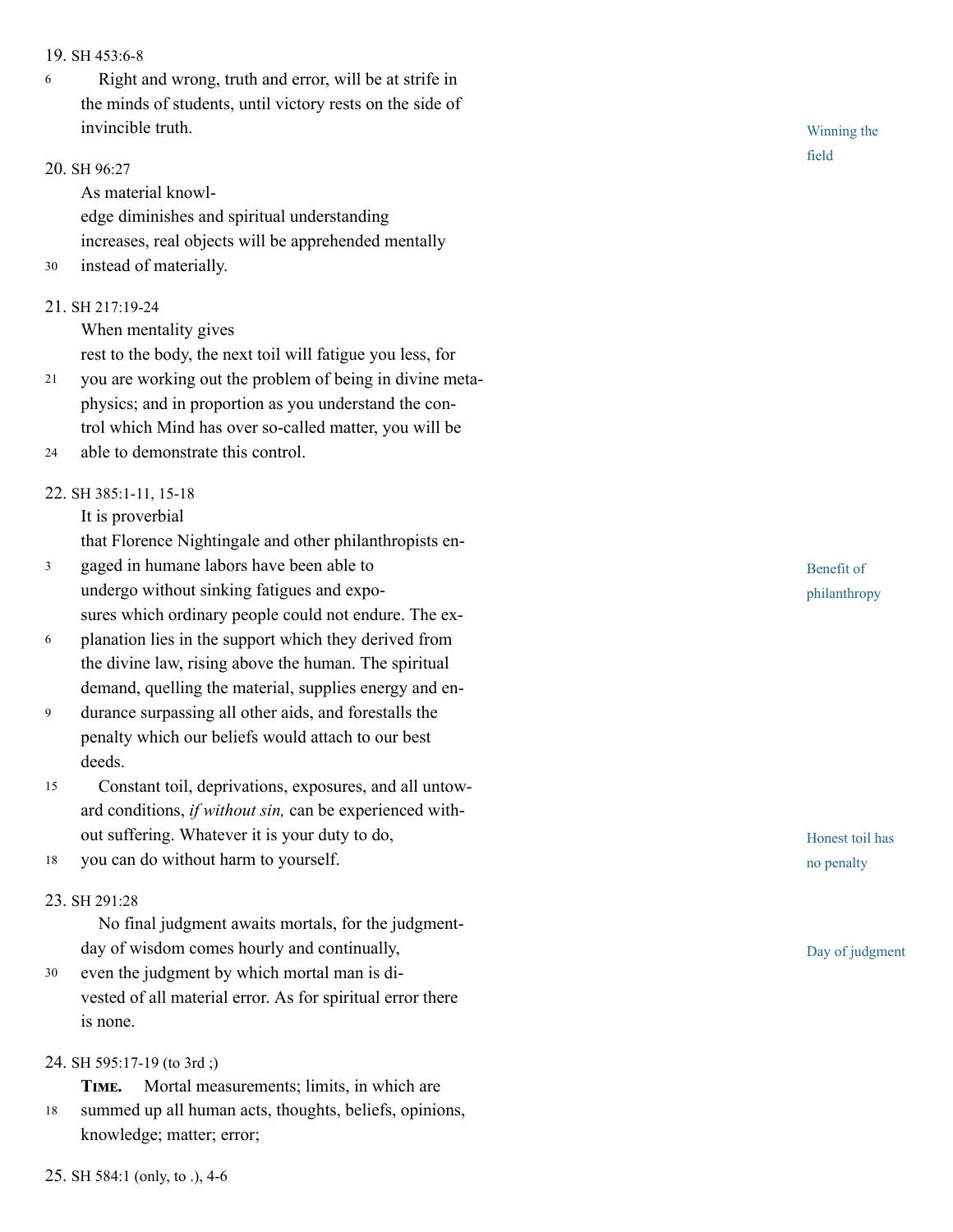19. SH 453:6-8

Right and wrong, truth and error, will be at strife in the minds of students, until victory rests on the side of invincible truth.

*Winning the field*

20. SH 96:27

As material knowledge diminishes and spiritual understanding increases, real objects will be apprehended mentally instead of materially.

21. SH 217:19-24

When mentality gives rest to the body, the next toil will fatigue you less, for you are working out the problem of being in divine metaphysics; and in proportion as you understand the control which Mind has over so-called matter, you will be able to demonstrate this control.

22. SH 385:1-11, 15-18

It is proverbial that Florence Nightingale and other philanthropists engaged in humane labors have been able to undergo without sinking fatigues and exposures which ordinary people could not endure. The explanation lies in the support which they derived from the divine law, rising above the human. The spiritual demand, quelling the material, supplies energy and endurance surpassing all other aids, and forestalls the penalty which our beliefs would attach to our best deeds.

*Benefit of philanthropy*

Constant toil, deprivations, exposures, and all untoward conditions, *if without sin,* can be experienced without suffering. Whatever it is your duty to do, you can do without harm to yourself.

*Honest toil has no penalty*

23. SH 291:28

No final judgment awaits mortals, for the judgment-day of wisdom comes hourly and continually, even the judgment by which mortal man is divested of all material error. As for spiritual error there is none.

*Day of judgment*

24. SH 595:17-19 (to 3rd ;)

**Time.** Mortal measurements; limits, in which are summed up all human acts, thoughts, beliefs, opinions, knowledge; matter; error;

25. SH 584:1 (only, to .), 4-6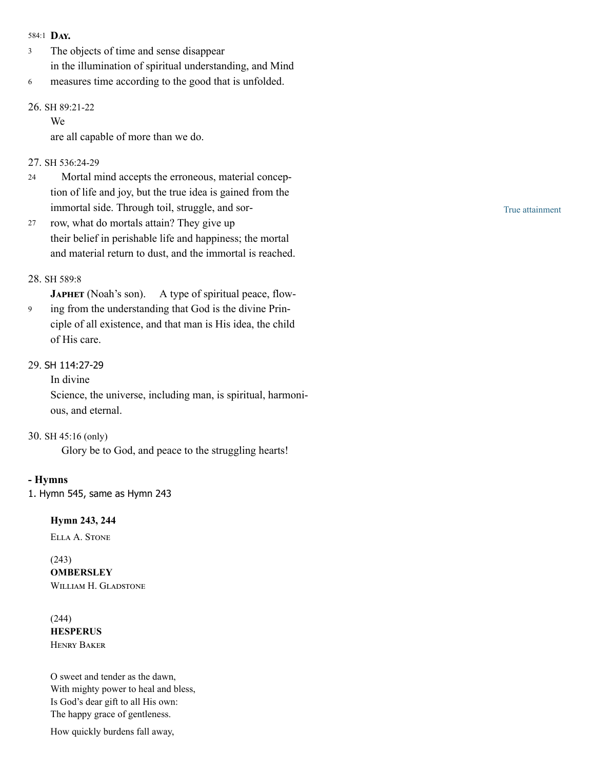584:1 **DAY.**

3 The objects of time and sense disappear
in the illumination of spiritual understanding, and Mind
6 measures time according to the good that is unfolded.

26. SH 89:21-22

We
are all capable of more than we do.

27. SH 536:24-29

24 Mortal mind accepts the erroneous, material concep-
tion of life and joy, but the true idea is gained from the
immortal side. Through toil, struggle, and sor-
27 row, what do mortals attain? They give up
their belief in perishable life and happiness; the mortal
and material return to dust, and the immortal is reached.

True attainment

28. SH 589:8

**JAPHET** (Noah's son). A type of spiritual peace, flow-
9 ing from the understanding that God is the divine Prin-
ciple of all existence, and that man is His idea, the child
of His care.

29. SH 114:27-29

In divine
Science, the universe, including man, is spiritual, harmoni-
ous, and eternal.

30. SH 45:16 (only)

Glory be to God, and peace to the struggling hearts!

**- Hymns**

1. Hymn 545, same as Hymn 243

**Hymn 243, 244**

Ella A. Stone

(243)
**OMBERSLEY**
William H. Gladstone

(244)
**HESPERUS**
Henry Baker

O sweet and tender as the dawn,
With mighty power to heal and bless,
Is God's dear gift to all His own:
The happy grace of gentleness.

How quickly burdens fall away,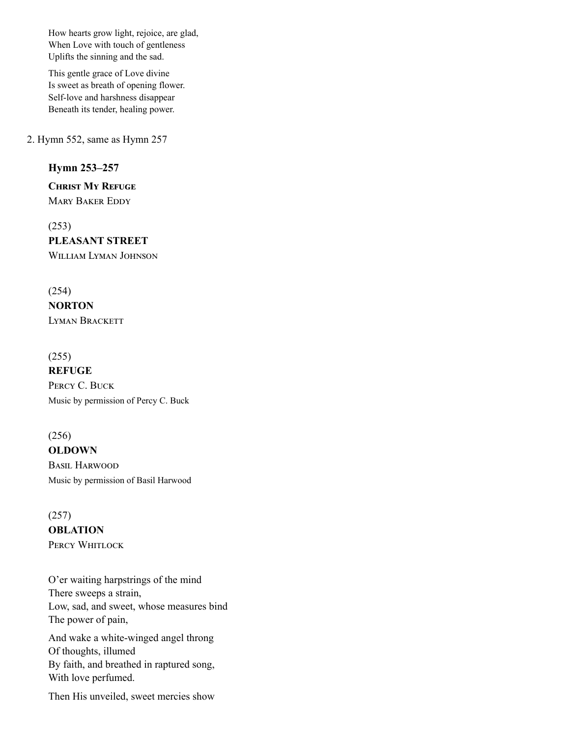How hearts grow light, rejoice, are glad,
When Love with touch of gentleness
Uplifts the sinning and the sad.

This gentle grace of Love divine
Is sweet as breath of opening flower.
Self-love and harshness disappear
Beneath its tender, healing power.

2. Hymn 552, same as Hymn 257

**Hymn 253–257**

**Christ My Refuge**
Mary Baker Eddy

(253)
**PLEASANT STREET**
William Lyman Johnson

(254)
**NORTON**
Lyman Brackett

(255)
**REFUGE**
Percy C. Buck
Music by permission of Percy C. Buck

(256)
**OLDOWN**
Basil Harwood
Music by permission of Basil Harwood

(257)
**OBLATION**
Percy Whitlock

O'er waiting harpstrings of the mind
There sweeps a strain,
Low, sad, and sweet, whose measures bind
The power of pain,

And wake a white-winged angel throng
Of thoughts, illumed
By faith, and breathed in raptured song,
With love perfumed.

Then His unveiled, sweet mercies show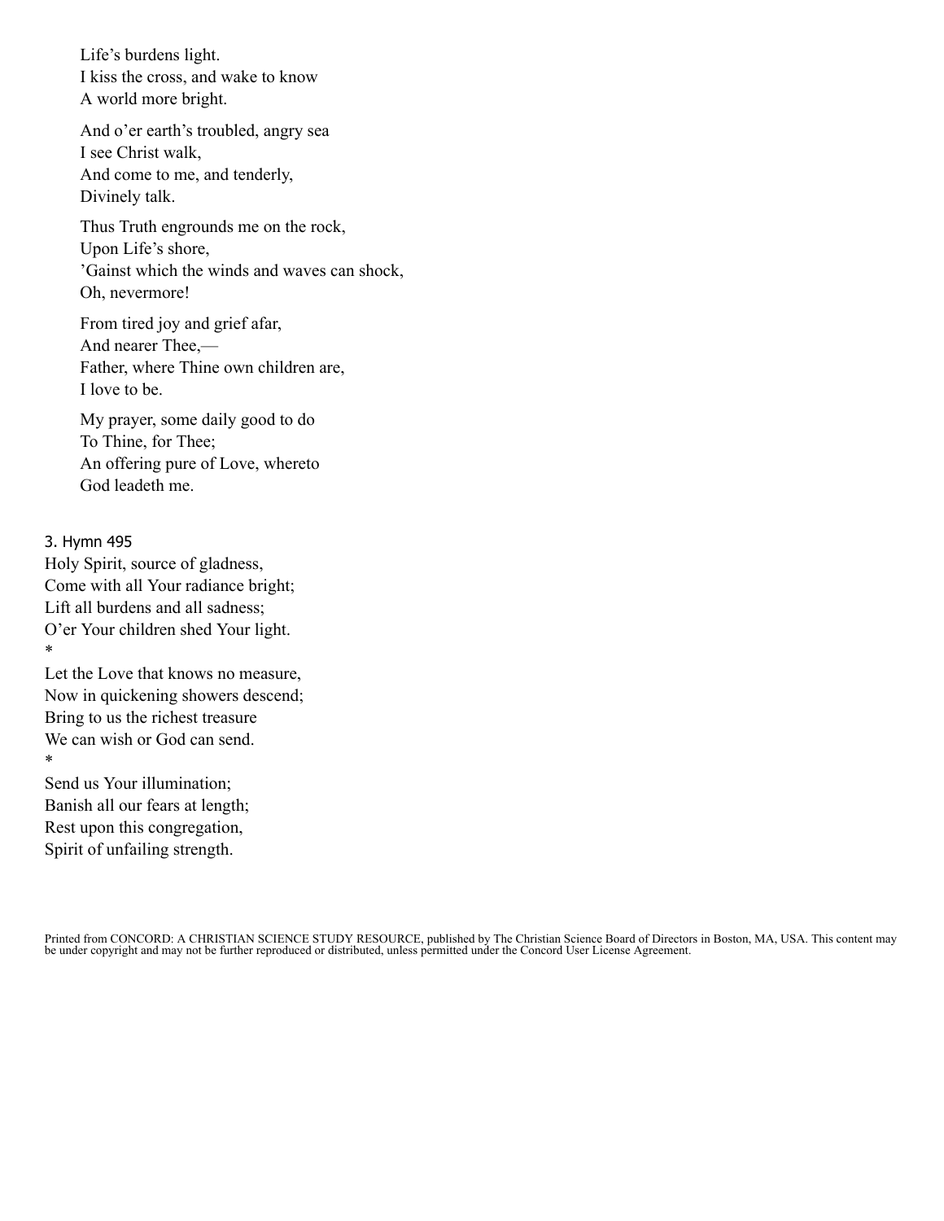Life's burdens light.
I kiss the cross, and wake to know
A world more bright.

And o'er earth's troubled, angry sea
I see Christ walk,
And come to me, and tenderly,
Divinely talk.

Thus Truth engrounds me on the rock,
Upon Life's shore,
'Gainst which the winds and waves can shock,
Oh, nevermore!

From tired joy and grief afar,
And nearer Thee,—
Father, where Thine own children are,
I love to be.

My prayer, some daily good to do
To Thine, for Thee;
An offering pure of Love, whereto
God leadeth me.

3. Hymn 495

Holy Spirit, source of gladness,
Come with all Your radiance bright;
Lift all burdens and all sadness;
O'er Your children shed Your light.
*
Let the Love that knows no measure,
Now in quickening showers descend;
Bring to us the richest treasure
We can wish or God can send.
*
Send us Your illumination;
Banish all our fears at length;
Rest upon this congregation,
Spirit of unfailing strength.

Printed from CONCORD: A CHRISTIAN SCIENCE STUDY RESOURCE, published by The Christian Science Board of Directors in Boston, MA, USA. This content may be under copyright and may not be further reproduced or distributed, unless permitted under the Concord User License Agreement.